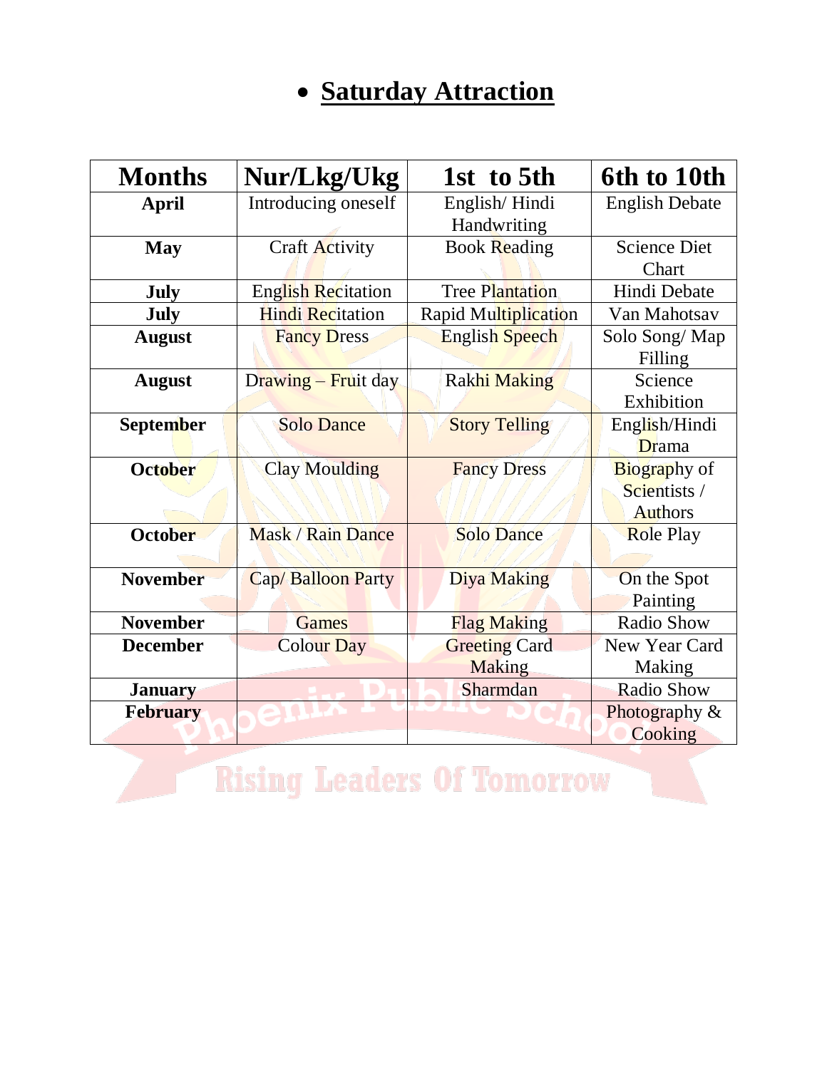- **Saturday Attraction**

| Months | Nur/Lkg/Ukg | 1st to 5th | 6th to 10th |
|---|---|---|---|
| **April** | Introducing oneself | English/ Hindi Handwriting | English Debate |
| **May** | Craft Activity | Book Reading | Science Diet Chart |
| **July** | English Recitation | Tree Plantation | Hindi Debate |
| **July** | Hindi Recitation | Rapid Multiplication | Van Mahotsav |
| **August** | Fancy Dress | English Speech | Solo Song/ Map Filling |
| **August** | Drawing – Fruit day | Rakhi Making | Science Exhibition |
| **September** | Solo Dance | Story Telling | English/Hindi Drama |
| **October** | Clay Moulding | Fancy Dress | Biography of Scientists / Authors |
| **October** | Mask / Rain Dance | Solo Dance | Role Play |
| **November** | Cap/ Balloon Party | Diya Making | On the Spot Painting |
| **November** | Games | Flag Making | Radio Show |
| **December** | Colour Day | Greeting Card Making | New Year Card Making |
| **January** | | Sharmdan | Radio Show |
| **February** | | | Photography & Cooking |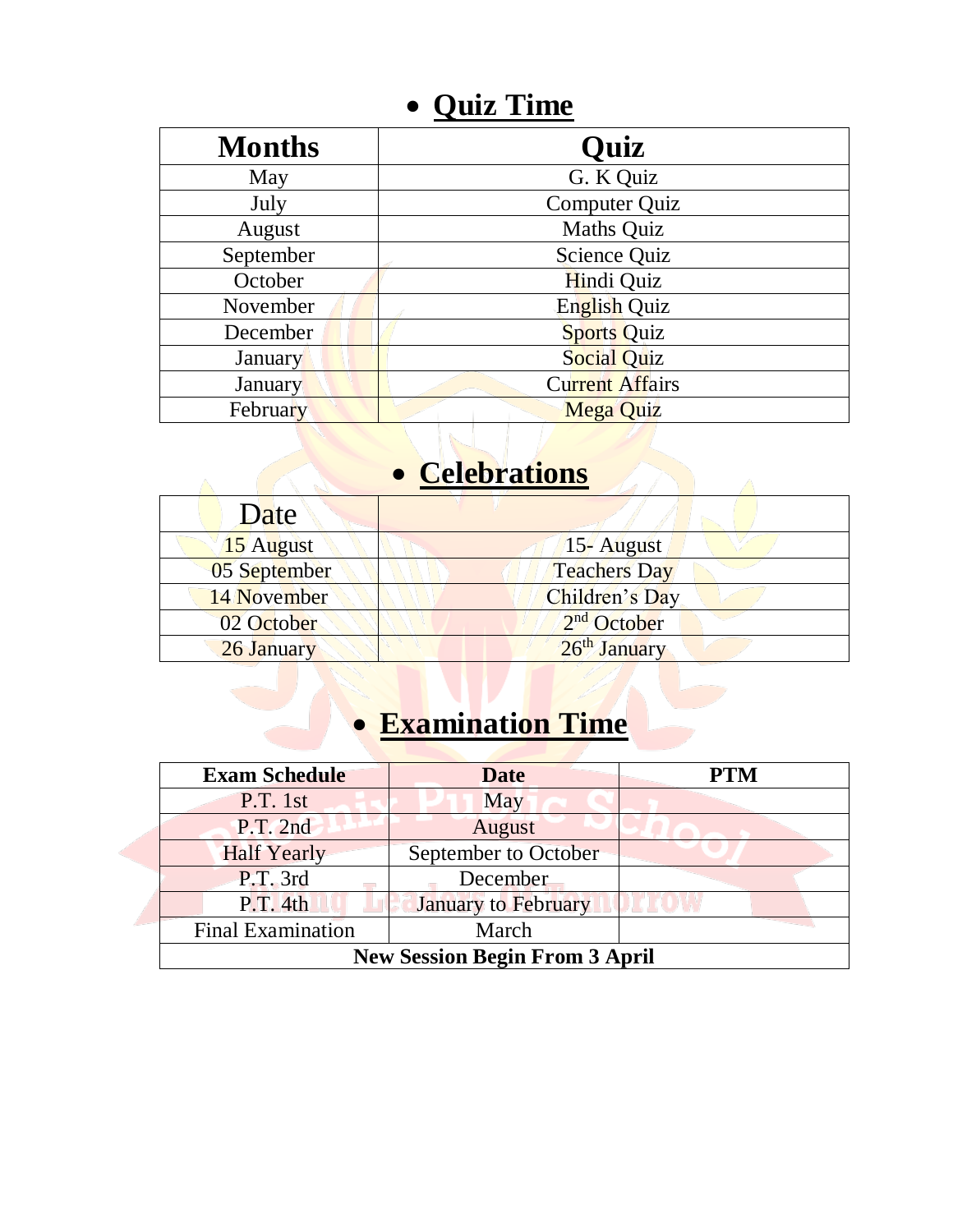- **Quiz Time**

| Months | Quiz |
|---|---|
| May | G. K Quiz |
| July | Computer Quiz |
| August | Maths Quiz |
| September | Science Quiz |
| October | Hindi Quiz |
| November | English Quiz |
| December | Sports Quiz |
| January | Social Quiz |
| January | Current Affairs |
| February | Mega Quiz |

- **Celebrations**

| Date | |
|---|---|
| 15 August | 15- August |
| 05 September | Teachers Day |
| 14 November | Children's Day |
| 02 October | 2nd October |
| 26 January | 26th January |

- **Examination Time**

| Exam Schedule | Date | PTM |
|---|---|---|
| P.T. 1st | May | |
| P.T. 2nd | August | |
| Half Yearly | September to October | |
| P.T. 3rd | December | |
| P.T. 4th | January to February | |
| Final Examination | March | |
| **New Session Begin From 3 April** | | |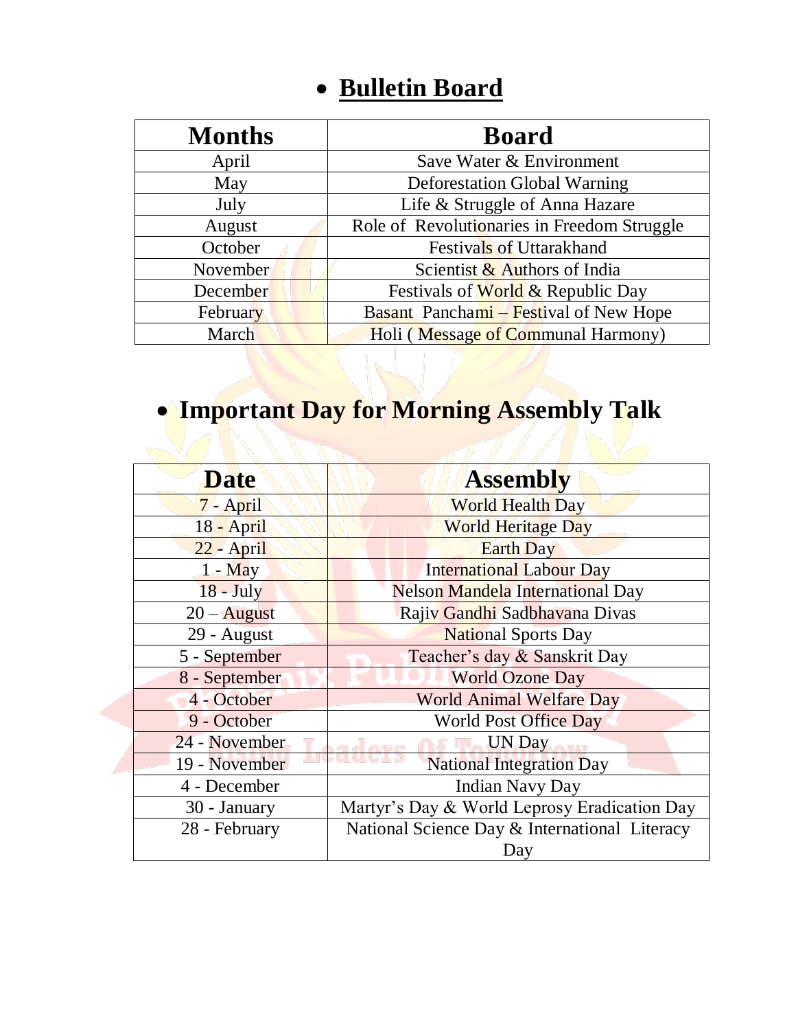- **Bulletin Board**

| Months | Board |
|---|---|
| April | Save Water & Environment |
| May | Deforestation Global Warning |
| July | Life & Struggle of Anna Hazare |
| August | Role of Revolutionaries in Freedom Struggle |
| October | Festivals of Uttarakhand |
| November | Scientist & Authors of India |
| December | Festivals of World & Republic Day |
| February | Basant Panchami – Festival of New Hope |
| March | Holi ( Message of Communal Harmony) |

- **Important Day for Morning Assembly Talk**

| Date | Assembly |
|---|---|
| 7 - April | World Health Day |
| 18 - April | World Heritage Day |
| 22 - April | Earth Day |
| 1 - May | International Labour Day |
| 18 - July | Nelson Mandela International Day |
| 20 – August | Rajiv Gandhi Sadbhavana Divas |
| 29 - August | National Sports Day |
| 5 - September | Teacher's day & Sanskrit Day |
| 8 - September | World Ozone Day |
| 4 - October | World Animal Welfare Day |
| 9 - October | World Post Office Day |
| 24 - November | UN Day |
| 19 - November | National Integration Day |
| 4 - December | Indian Navy Day |
| 30 - January | Martyr's Day & World Leprosy Eradication Day |
| 28 - February | National Science Day & International Literacy Day |